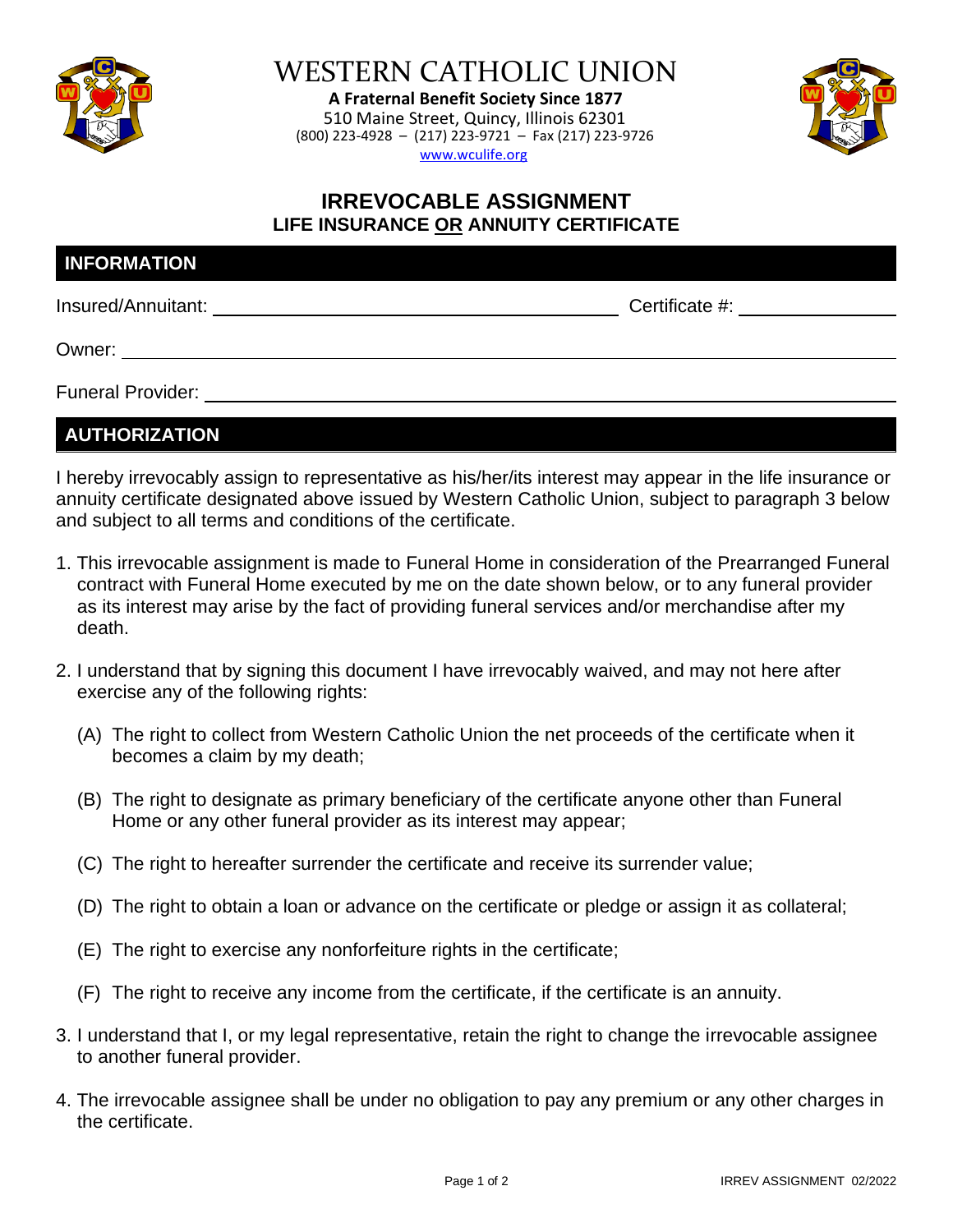# WESTERN CATHOLIC UNION

**A Fraternal Benefit Society Since 1877**
510 Maine Street, Quincy, Illinois 62301
(800) 223-4928 – (217) 223-9721 – Fax (217) 223-9726
www.wculife.org

## IRREVOCABLE ASSIGNMENT
### LIFE INSURANCE OR ANNUITY CERTIFICATE

## INFORMATION

Insured/Annuitant: ______________________________ Certificate #: ______________

Owner: ______________________________________________________________

Funeral Provider: ______________________________________________________

## AUTHORIZATION

I hereby irrevocably assign to representative as his/her/its interest may appear in the life insurance or annuity certificate designated above issued by Western Catholic Union, subject to paragraph 3 below and subject to all terms and conditions of the certificate.

1. This irrevocable assignment is made to Funeral Home in consideration of the Prearranged Funeral contract with Funeral Home executed by me on the date shown below, or to any funeral provider as its interest may arise by the fact of providing funeral services and/or merchandise after my death.

2. I understand that by signing this document I have irrevocably waived, and may not here after exercise any of the following rights:

   (A) The right to collect from Western Catholic Union the net proceeds of the certificate when it becomes a claim by my death;

   (B) The right to designate as primary beneficiary of the certificate anyone other than Funeral Home or any other funeral provider as its interest may appear;

   (C) The right to hereafter surrender the certificate and receive its surrender value;

   (D) The right to obtain a loan or advance on the certificate or pledge or assign it as collateral;

   (E) The right to exercise any nonforfeiture rights in the certificate;

   (F) The right to receive any income from the certificate, if the certificate is an annuity.

3. I understand that I, or my legal representative, retain the right to change the irrevocable assignee to another funeral provider.

4. The irrevocable assignee shall be under no obligation to pay any premium or any other charges in the certificate.

IRREV ASSIGNMENT 02/2022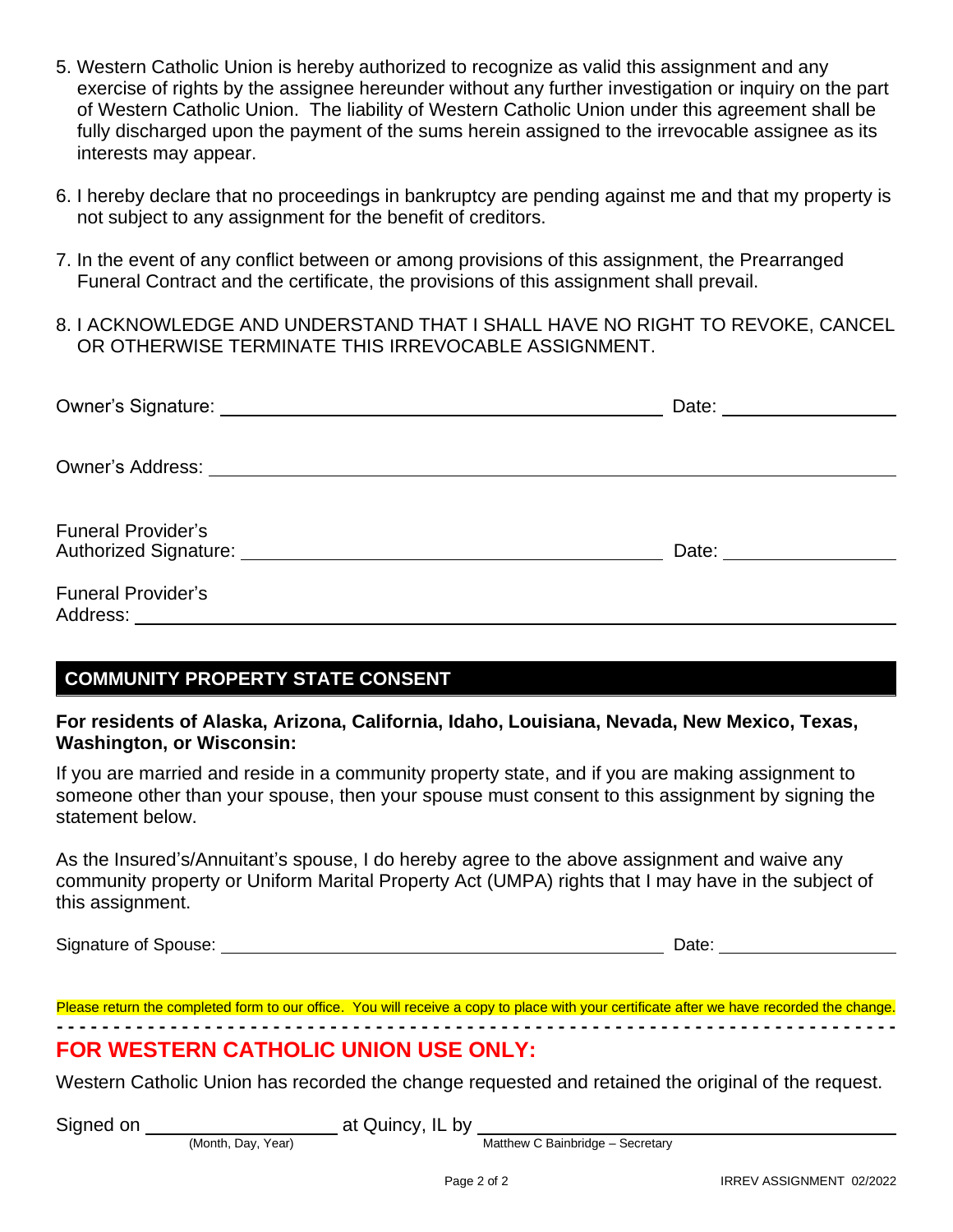5. Western Catholic Union is hereby authorized to recognize as valid this assignment and any exercise of rights by the assignee hereunder without any further investigation or inquiry on the part of Western Catholic Union. The liability of Western Catholic Union under this agreement shall be fully discharged upon the payment of the sums herein assigned to the irrevocable assignee as its interests may appear.

6. I hereby declare that no proceedings in bankruptcy are pending against me and that my property is not subject to any assignment for the benefit of creditors.

7. In the event of any conflict between or among provisions of this assignment, the Prearranged Funeral Contract and the certificate, the provisions of this assignment shall prevail.

8. I ACKNOWLEDGE AND UNDERSTAND THAT I SHALL HAVE NO RIGHT TO REVOKE, CANCEL OR OTHERWISE TERMINATE THIS IRREVOCABLE ASSIGNMENT.

Owner's Signature: ______________________________ Date: ______________

Owner's Address: ______________________________________________

Funeral Provider's Authorized Signature: ______________________________ Date: ______________

Funeral Provider's Address: ______________________________________________

## COMMUNITY PROPERTY STATE CONSENT

**For residents of Alaska, Arizona, California, Idaho, Louisiana, Nevada, New Mexico, Texas, Washington, or Wisconsin:**

If you are married and reside in a community property state, and if you are making assignment to someone other than your spouse, then your spouse must consent to this assignment by signing the statement below.

As the Insured's/Annuitant's spouse, I do hereby agree to the above assignment and waive any community property or Uniform Marital Property Act (UMPA) rights that I may have in the subject of this assignment.

Signature of Spouse: ______________________________ Date: ______________

Please return the completed form to our office. You will receive a copy to place with your certificate after we have recorded the change.

## FOR WESTERN CATHOLIC UNION USE ONLY:

Western Catholic Union has recorded the change requested and retained the original of the request.

Signed on ______________ at Quincy, IL by ______________________________
(Month, Day, Year) Matthew C Bainbridge – Secretary

IRREV ASSIGNMENT 02/2022